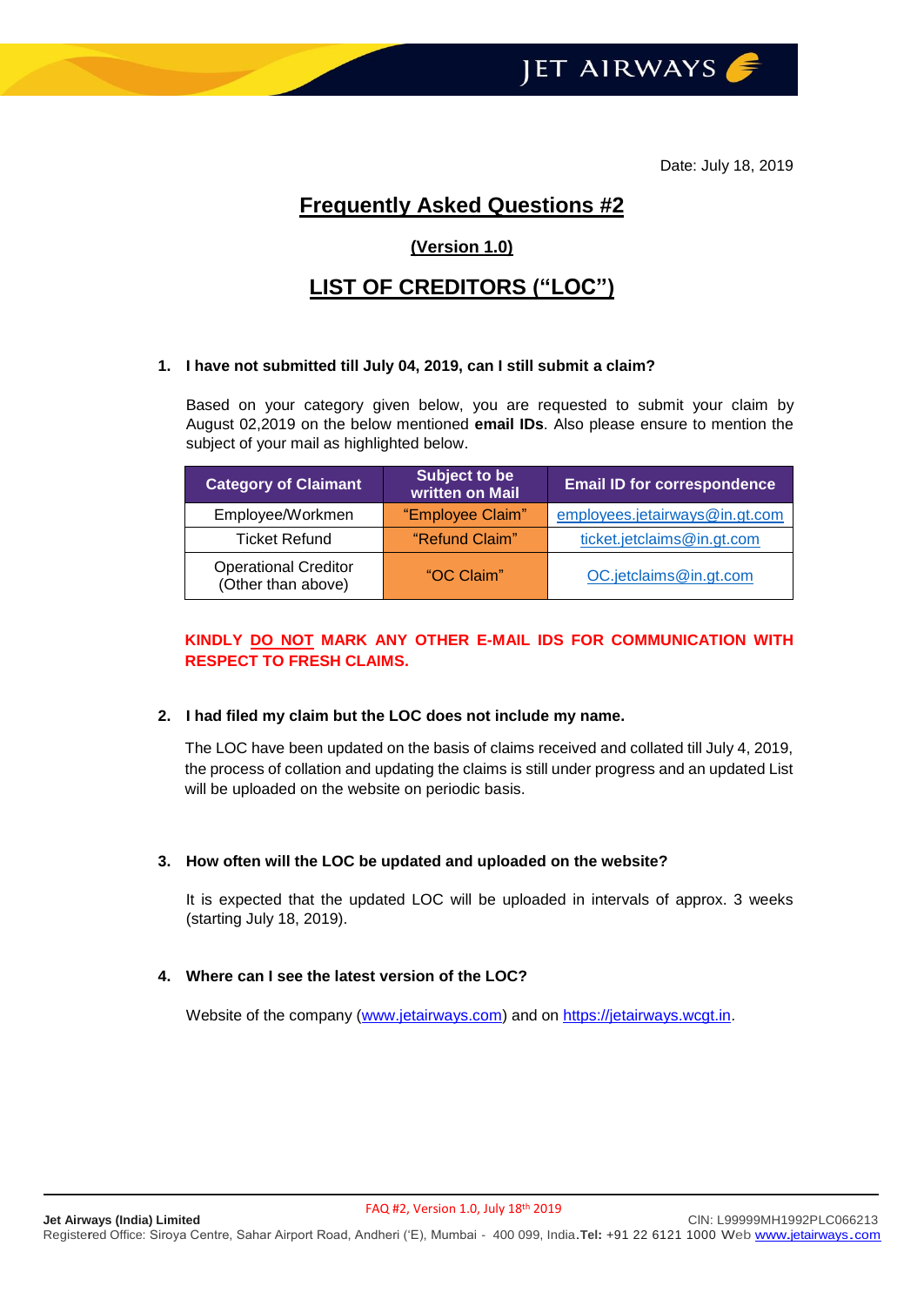Date: July 18, 2019

# Frequently Asked Questions #2

## (Version 1.0)

## LIST OF CREDITORS ("LOC")

**1. I have not submitted till July 04, 2019, can I still submit a claim?**

Based on your category given below, you are requested to submit your claim by August 02,2019 on the below mentioned **email IDs**. Also please ensure to mention the subject of your mail as highlighted below.

| Category of Claimant | Subject to be written on Mail | Email ID for correspondence |
|---|---|---|
| Employee/Workmen | "Employee Claim" | employees.jetairways@in.gt.com |
| Ticket Refund | "Refund Claim" | ticket.jetclaims@in.gt.com |
| Operational Creditor (Other than above) | "OC Claim" | OC.jetclaims@in.gt.com |

**KINDLY DO NOT MARK ANY OTHER E-MAIL IDS FOR COMMUNICATION WITH RESPECT TO FRESH CLAIMS.**

**2. I had filed my claim but the LOC does not include my name.**

The LOC have been updated on the basis of claims received and collated till July 4, 2019, the process of collation and updating the claims is still under progress and an updated List will be uploaded on the website on periodic basis.

**3. How often will the LOC be updated and uploaded on the website?**

It is expected that the updated LOC will be uploaded in intervals of approx. 3 weeks (starting July 18, 2019).

**4. Where can I see the latest version of the LOC?**

Website of the company (www.jetairways.com) and on https://jetairways.wcgt.in.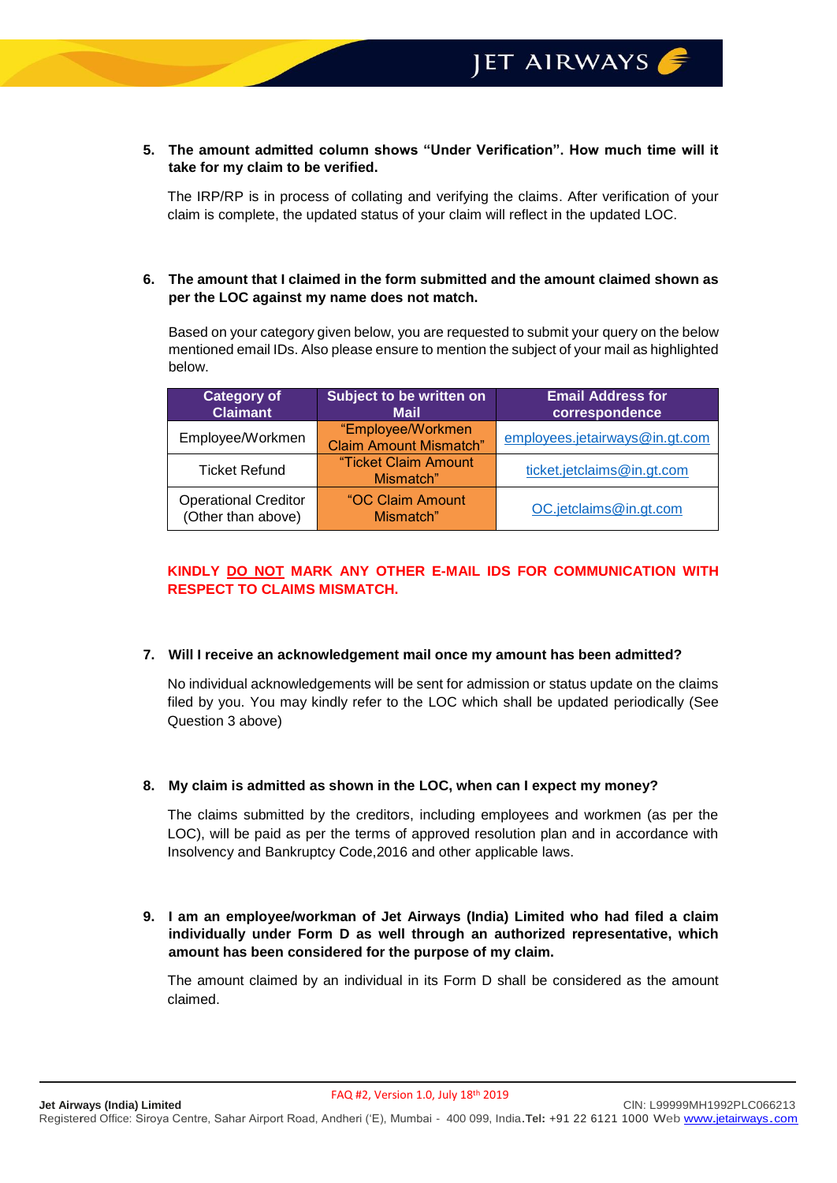5. **The amount admitted column shows "Under Verification". How much time will it take for my claim to be verified.**

   The IRP/RP is in process of collating and verifying the claims. After verification of your claim is complete, the updated status of your claim will reflect in the updated LOC.

6. **The amount that I claimed in the form submitted and the amount claimed shown as per the LOC against my name does not match.**

   Based on your category given below, you are requested to submit your query on the below mentioned email IDs. Also please ensure to mention the subject of your mail as highlighted below.

| Category of Claimant | Subject to be written on Mail | Email Address for correspondence |
|---|---|---|
| Employee/Workmen | "Employee/Workmen Claim Amount Mismatch" | employees.jetairways@in.gt.com |
| Ticket Refund | "Ticket Claim Amount Mismatch" | ticket.jetclaims@in.gt.com |
| Operational Creditor (Other than above) | "OC Claim Amount Mismatch" | OC.jetclaims@in.gt.com |

**KINDLY DO NOT MARK ANY OTHER E-MAIL IDS FOR COMMUNICATION WITH RESPECT TO CLAIMS MISMATCH.**

7. **Will I receive an acknowledgement mail once my amount has been admitted?**

   No individual acknowledgements will be sent for admission or status update on the claims filed by you. You may kindly refer to the LOC which shall be updated periodically (See Question 3 above)

8. **My claim is admitted as shown in the LOC, when can I expect my money?**

   The claims submitted by the creditors, including employees and workmen (as per the LOC), will be paid as per the terms of approved resolution plan and in accordance with Insolvency and Bankruptcy Code,2016 and other applicable laws.

9. **I am an employee/workman of Jet Airways (India) Limited who had filed a claim individually under Form D as well through an authorized representative, which amount has been considered for the purpose of my claim.**

   The amount claimed by an individual in its Form D shall be considered as the amount claimed.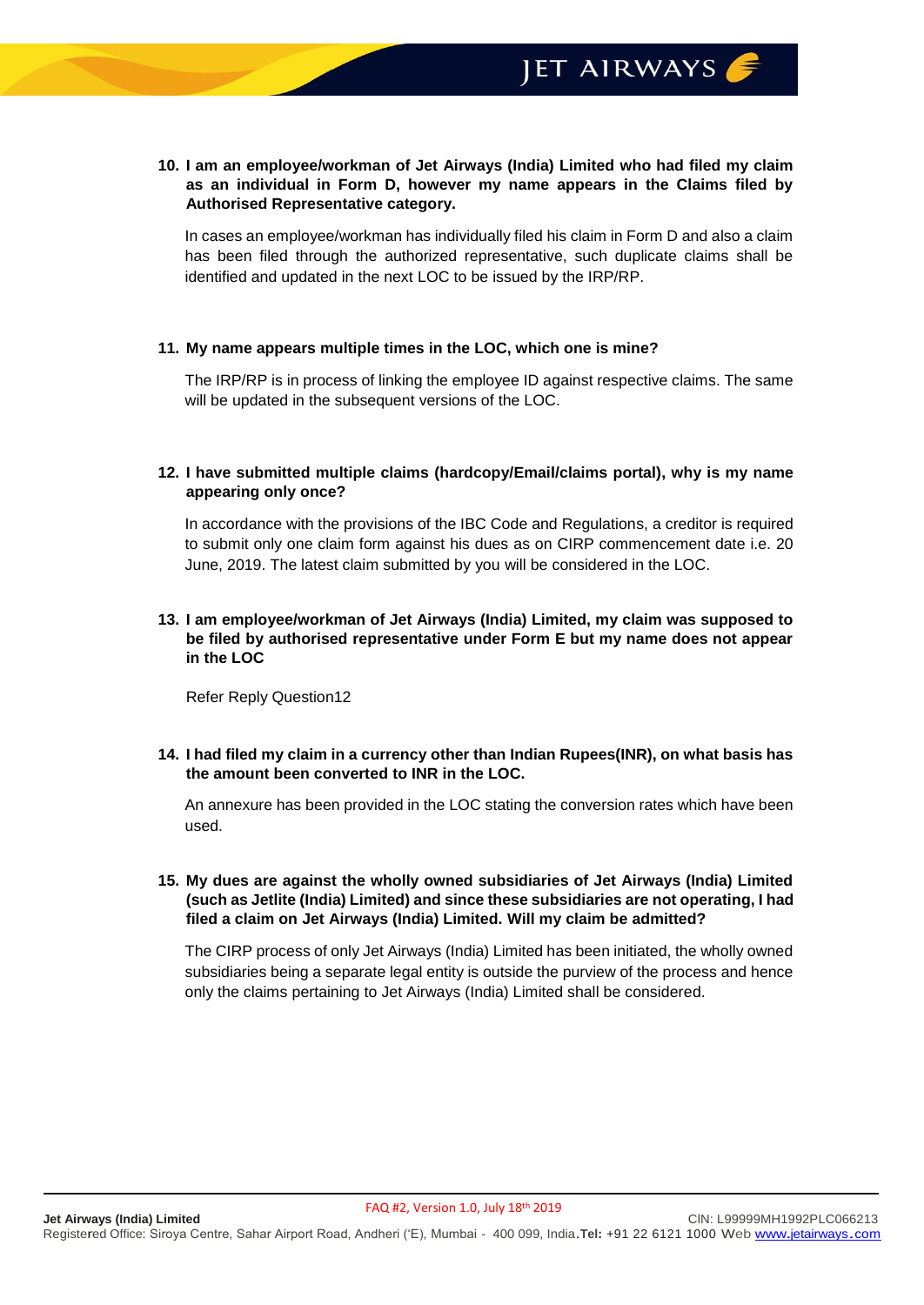**10. I am an employee/workman of Jet Airways (India) Limited who had filed my claim as an individual in Form D, however my name appears in the Claims filed by Authorised Representative category.**

In cases an employee/workman has individually filed his claim in Form D and also a claim has been filed through the authorized representative, such duplicate claims shall be identified and updated in the next LOC to be issued by the IRP/RP.

**11. My name appears multiple times in the LOC, which one is mine?**

The IRP/RP is in process of linking the employee ID against respective claims. The same will be updated in the subsequent versions of the LOC.

**12. I have submitted multiple claims (hardcopy/Email/claims portal), why is my name appearing only once?**

In accordance with the provisions of the IBC Code and Regulations, a creditor is required to submit only one claim form against his dues as on CIRP commencement date i.e. 20 June, 2019. The latest claim submitted by you will be considered in the LOC.

**13. I am employee/workman of Jet Airways (India) Limited, my claim was supposed to be filed by authorised representative under Form E but my name does not appear in the LOC**

Refer Reply Question12

**14. I had filed my claim in a currency other than Indian Rupees(INR), on what basis has the amount been converted to INR in the LOC.**

An annexure has been provided in the LOC stating the conversion rates which have been used.

**15. My dues are against the wholly owned subsidiaries of Jet Airways (India) Limited (such as Jetlite (India) Limited) and since these subsidiaries are not operating, I had filed a claim on Jet Airways (India) Limited. Will my claim be admitted?**

The CIRP process of only Jet Airways (India) Limited has been initiated, the wholly owned subsidiaries being a separate legal entity is outside the purview of the process and hence only the claims pertaining to Jet Airways (India) Limited shall be considered.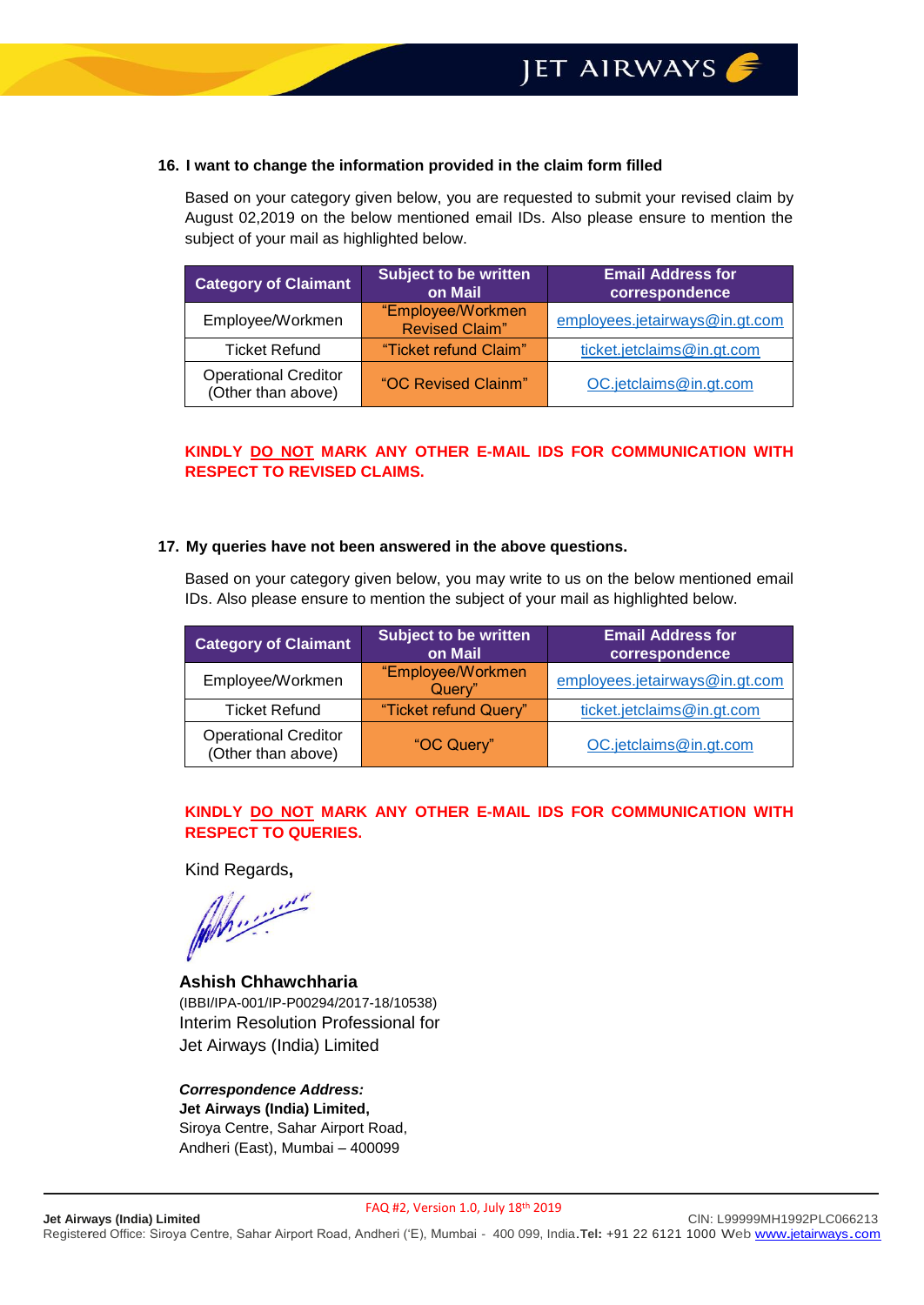### 16. I want to change the information provided in the claim form filled

Based on your category given below, you are requested to submit your revised claim by August 02,2019 on the below mentioned email IDs. Also please ensure to mention the subject of your mail as highlighted below.

| Category of Claimant | Subject to be written on Mail | Email Address for correspondence |
|---|---|---|
| Employee/Workmen | "Employee/Workmen Revised Claim" | employees.jetairways@in.gt.com |
| Ticket Refund | "Ticket refund Claim" | ticket.jetclaims@in.gt.com |
| Operational Creditor (Other than above) | "OC Revised Clainm" | OC.jetclaims@in.gt.com |

**KINDLY DO NOT MARK ANY OTHER E-MAIL IDS FOR COMMUNICATION WITH RESPECT TO REVISED CLAIMS.**

### 17. My queries have not been answered in the above questions.

Based on your category given below, you may write to us on the below mentioned email IDs. Also please ensure to mention the subject of your mail as highlighted below.

| Category of Claimant | Subject to be written on Mail | Email Address for correspondence |
|---|---|---|
| Employee/Workmen | "Employee/Workmen Query" | employees.jetairways@in.gt.com |
| Ticket Refund | "Ticket refund Query" | ticket.jetclaims@in.gt.com |
| Operational Creditor (Other than above) | "OC Query" | OC.jetclaims@in.gt.com |

**KINDLY DO NOT MARK ANY OTHER E-MAIL IDS FOR COMMUNICATION WITH RESPECT TO QUERIES.**

Kind Regards,

**Ashish Chhawchharia**
(IBBI/IPA-001/IP-P00294/2017-18/10538)
Interim Resolution Professional for
Jet Airways (India) Limited

***Correspondence Address:***
**Jet Airways (India) Limited,**
Siroya Centre, Sahar Airport Road,
Andheri (East), Mumbai – 400099